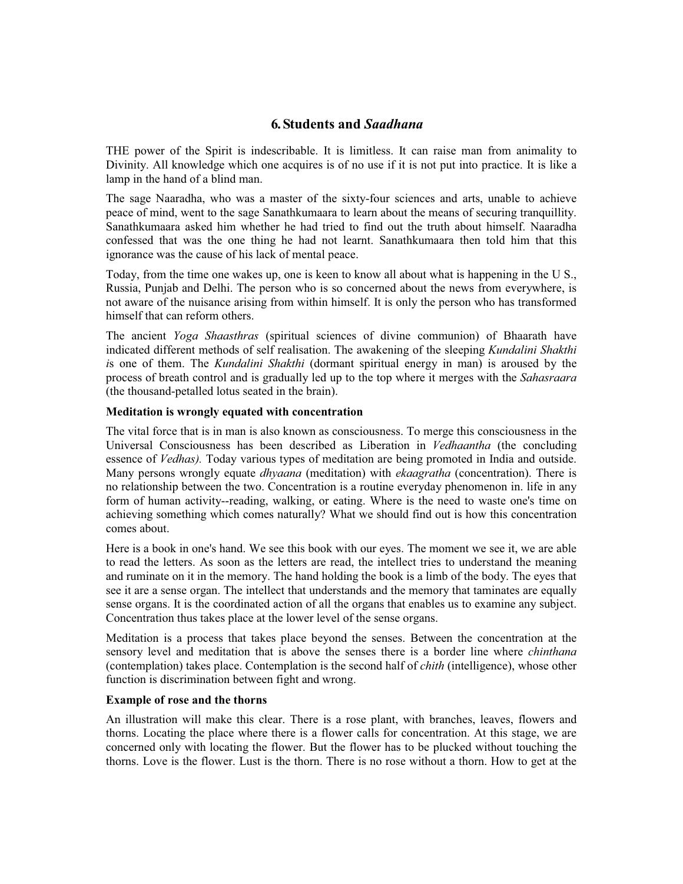## 6. Students and *Saadhana*

THE power of the Spirit is indescribable. It is limitless. It can raise man from animality to Divinity. All knowledge which one acquires is of no use if it is not put into practice. It is like a lamp in the hand of a blind man.

The sage Naaradha, who was a master of the sixty-four sciences and arts, unable to achieve peace of mind, went to the sage Sanathkumaara to learn about the means of securing tranquillity. Sanathkumaara asked him whether he had tried to find out the truth about himself. Naaradha confessed that was the one thing he had not learnt. Sanathkumaara then told him that this ignorance was the cause of his lack of mental peace.

Today, from the time one wakes up, one is keen to know all about what is happening in the U S., Russia, Punjab and Delhi. The person who is so concerned about the news from everywhere, is not aware of the nuisance arising from within himself. It is only the person who has transformed himself that can reform others.

The ancient *Yoga Shaasthras* (spiritual sciences of divine communion) of Bhaarath have indicated different methods of self realisation. The awakening of the sleeping *Kundalini Shakthi i*s one of them. The *Kundalini Shakthi* (dormant spiritual energy in man) is aroused by the process of breath control and is gradually led up to the top where it merges with the *Sahasraara* (the thousand-petalled lotus seated in the brain).

**Meditation is wrongly equated with concentration**

The vital force that is in man is also known as consciousness. To merge this consciousness in the Universal Consciousness has been described as Liberation in *Vedhaantha* (the concluding essence of *Vedhas).* Today various types of meditation are being promoted in India and outside. Many persons wrongly equate *dhyaana* (meditation) with *ekaagratha* (concentration). There is no relationship between the two. Concentration is a routine everyday phenomenon in. life in any form of human activity--reading, walking, or eating. Where is the need to waste one's time on achieving something which comes naturally? What we should find out is how this concentration comes about.

Here is a book in one's hand. We see this book with our eyes. The moment we see it, we are able to read the letters. As soon as the letters are read, the intellect tries to understand the meaning and ruminate on it in the memory. The hand holding the book is a limb of the body. The eyes that see it are a sense organ. The intellect that understands and the memory that taminates are equally sense organs. It is the coordinated action of all the organs that enables us to examine any subject. Concentration thus takes place at the lower level of the sense organs.

Meditation is a process that takes place beyond the senses. Between the concentration at the sensory level and meditation that is above the senses there is a border line where *chinthana* (contemplation) takes place. Contemplation is the second half of *chith* (intelligence), whose other function is discrimination between fight and wrong.

**Example of rose and the thorns**

An illustration will make this clear. There is a rose plant, with branches, leaves, flowers and thorns. Locating the place where there is a flower calls for concentration. At this stage, we are concerned only with locating the flower. But the flower has to be plucked without touching the thorns. Love is the flower. Lust is the thorn. There is no rose without a thorn. How to get at the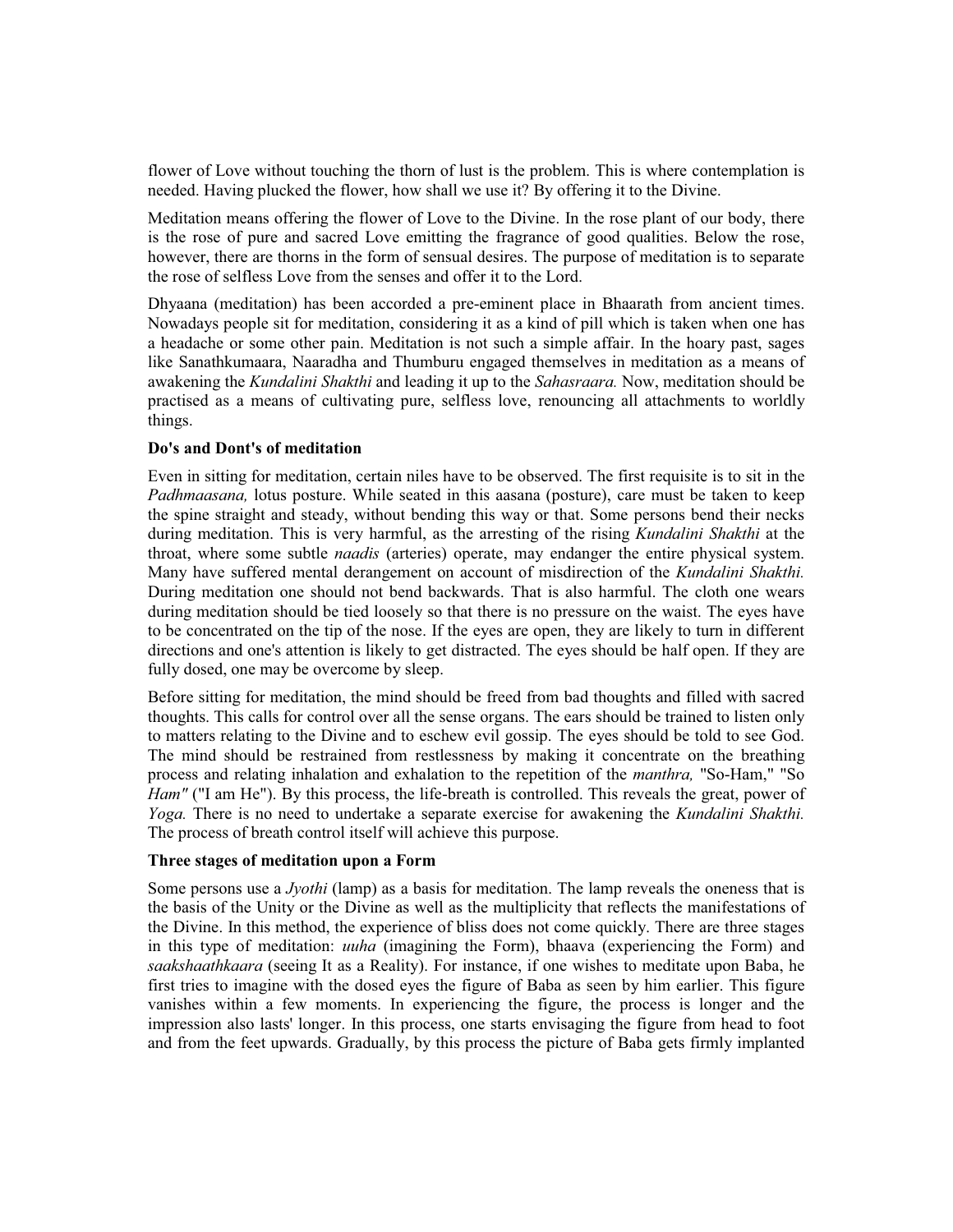flower of Love without touching the thorn of lust is the problem. This is where contemplation is needed. Having plucked the flower, how shall we use it? By offering it to the Divine.

Meditation means offering the flower of Love to the Divine. In the rose plant of our body, there is the rose of pure and sacred Love emitting the fragrance of good qualities. Below the rose, however, there are thorns in the form of sensual desires. The purpose of meditation is to separate the rose of selfless Love from the senses and offer it to the Lord.

Dhyaana (meditation) has been accorded a pre-eminent place in Bhaarath from ancient times. Nowadays people sit for meditation, considering it as a kind of pill which is taken when one has a headache or some other pain. Meditation is not such a simple affair. In the hoary past, sages like Sanathkumaara, Naaradha and Thumburu engaged themselves in meditation as a means of awakening the *Kundalini Shakthi* and leading it up to the *Sahasraara.* Now, meditation should be practised as a means of cultivating pure, selfless love, renouncing all attachments to worldly things.

**Do's and Dont's of meditation**

Even in sitting for meditation, certain niles have to be observed. The first requisite is to sit in the *Padhmaasana,* lotus posture. While seated in this aasana (posture), care must be taken to keep the spine straight and steady, without bending this way or that. Some persons bend their necks during meditation. This is very harmful, as the arresting of the rising *Kundalini Shakthi* at the throat, where some subtle *naadis* (arteries) operate, may endanger the entire physical system. Many have suffered mental derangement on account of misdirection of the *Kundalini Shakthi.* During meditation one should not bend backwards. That is also harmful. The cloth one wears during meditation should be tied loosely so that there is no pressure on the waist. The eyes have to be concentrated on the tip of the nose. If the eyes are open, they are likely to turn in different directions and one's attention is likely to get distracted. The eyes should be half open. If they are fully dosed, one may be overcome by sleep.

Before sitting for meditation, the mind should be freed from bad thoughts and filled with sacred thoughts. This calls for control over all the sense organs. The ears should be trained to listen only to matters relating to the Divine and to eschew evil gossip. The eyes should be told to see God. The mind should be restrained from restlessness by making it concentrate on the breathing process and relating inhalation and exhalation to the repetition of the *manthra,* "So-Ham," "So *Ham"* ("I am He"). By this process, the life-breath is controlled. This reveals the great, power of *Yoga.* There is no need to undertake a separate exercise for awakening the *Kundalini Shakthi.* The process of breath control itself will achieve this purpose.

**Three stages of meditation upon a Form**

Some persons use a *Jyothi* (lamp) as a basis for meditation. The lamp reveals the oneness that is the basis of the Unity or the Divine as well as the multiplicity that reflects the manifestations of the Divine. In this method, the experience of bliss does not come quickly. There are three stages in this type of meditation: *uuha* (imagining the Form), bhaava (experiencing the Form) and *saakshaathkaara* (seeing It as a Reality). For instance, if one wishes to meditate upon Baba, he first tries to imagine with the dosed eyes the figure of Baba as seen by him earlier. This figure vanishes within a few moments. In experiencing the figure, the process is longer and the impression also lasts' longer. In this process, one starts envisaging the figure from head to foot and from the feet upwards. Gradually, by this process the picture of Baba gets firmly implanted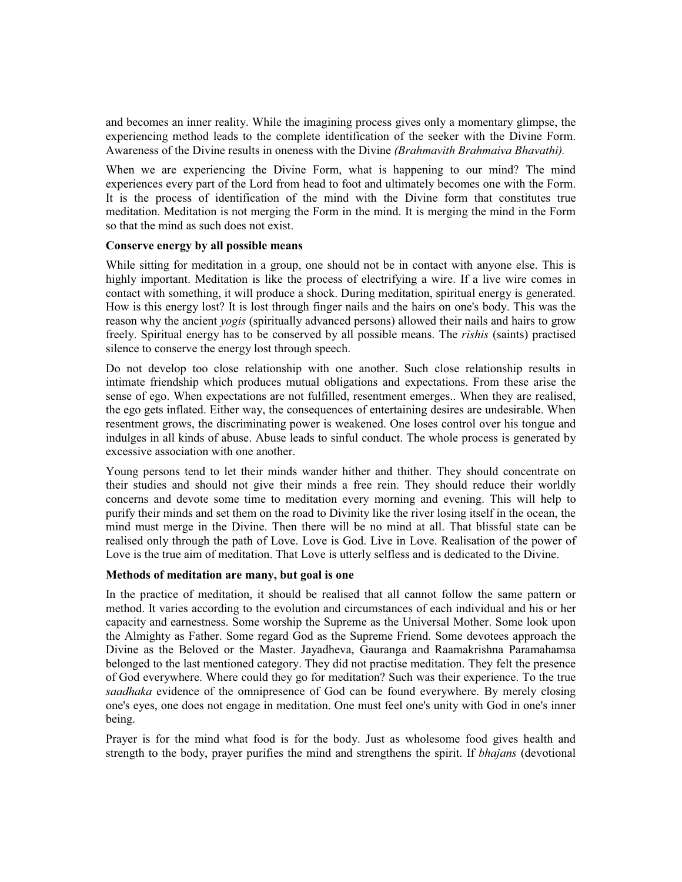and becomes an inner reality. While the imagining process gives only a momentary glimpse, the experiencing method leads to the complete identification of the seeker with the Divine Form. Awareness of the Divine results in oneness with the Divine *(Brahmavith Brahmaiva Bhavathi).*

When we are experiencing the Divine Form, what is happening to our mind? The mind experiences every part of the Lord from head to foot and ultimately becomes one with the Form. It is the process of identification of the mind with the Divine form that constitutes true meditation. Meditation is not merging the Form in the mind. It is merging the mind in the Form so that the mind as such does not exist.

**Conserve energy by all possible means**

While sitting for meditation in a group, one should not be in contact with anyone else. This is highly important. Meditation is like the process of electrifying a wire. If a live wire comes in contact with something, it will produce a shock. During meditation, spiritual energy is generated. How is this energy lost? It is lost through finger nails and the hairs on one's body. This was the reason why the ancient *yogis* (spiritually advanced persons) allowed their nails and hairs to grow freely. Spiritual energy has to be conserved by all possible means. The *rishis* (saints) practised silence to conserve the energy lost through speech.

Do not develop too close relationship with one another. Such close relationship results in intimate friendship which produces mutual obligations and expectations. From these arise the sense of ego. When expectations are not fulfilled, resentment emerges.. When they are realised, the ego gets inflated. Either way, the consequences of entertaining desires are undesirable. When resentment grows, the discriminating power is weakened. One loses control over his tongue and indulges in all kinds of abuse. Abuse leads to sinful conduct. The whole process is generated by excessive association with one another.

Young persons tend to let their minds wander hither and thither. They should concentrate on their studies and should not give their minds a free rein. They should reduce their worldly concerns and devote some time to meditation every morning and evening. This will help to purify their minds and set them on the road to Divinity like the river losing itself in the ocean, the mind must merge in the Divine. Then there will be no mind at all. That blissful state can be realised only through the path of Love. Love is God. Live in Love. Realisation of the power of Love is the true aim of meditation. That Love is utterly selfless and is dedicated to the Divine.

**Methods of meditation are many, but goal is one**

In the practice of meditation, it should be realised that all cannot follow the same pattern or method. It varies according to the evolution and circumstances of each individual and his or her capacity and earnestness. Some worship the Supreme as the Universal Mother. Some look upon the Almighty as Father. Some regard God as the Supreme Friend. Some devotees approach the Divine as the Beloved or the Master. Jayadheva, Gauranga and Raamakrishna Paramahamsa belonged to the last mentioned category. They did not practise meditation. They felt the presence of God everywhere. Where could they go for meditation? Such was their experience. To the true *saadhaka* evidence of the omnipresence of God can be found everywhere. By merely closing one's eyes, one does not engage in meditation. One must feel one's unity with God in one's inner being.

Prayer is for the mind what food is for the body. Just as wholesome food gives health and strength to the body, prayer purifies the mind and strengthens the spirit. If *bhajans* (devotional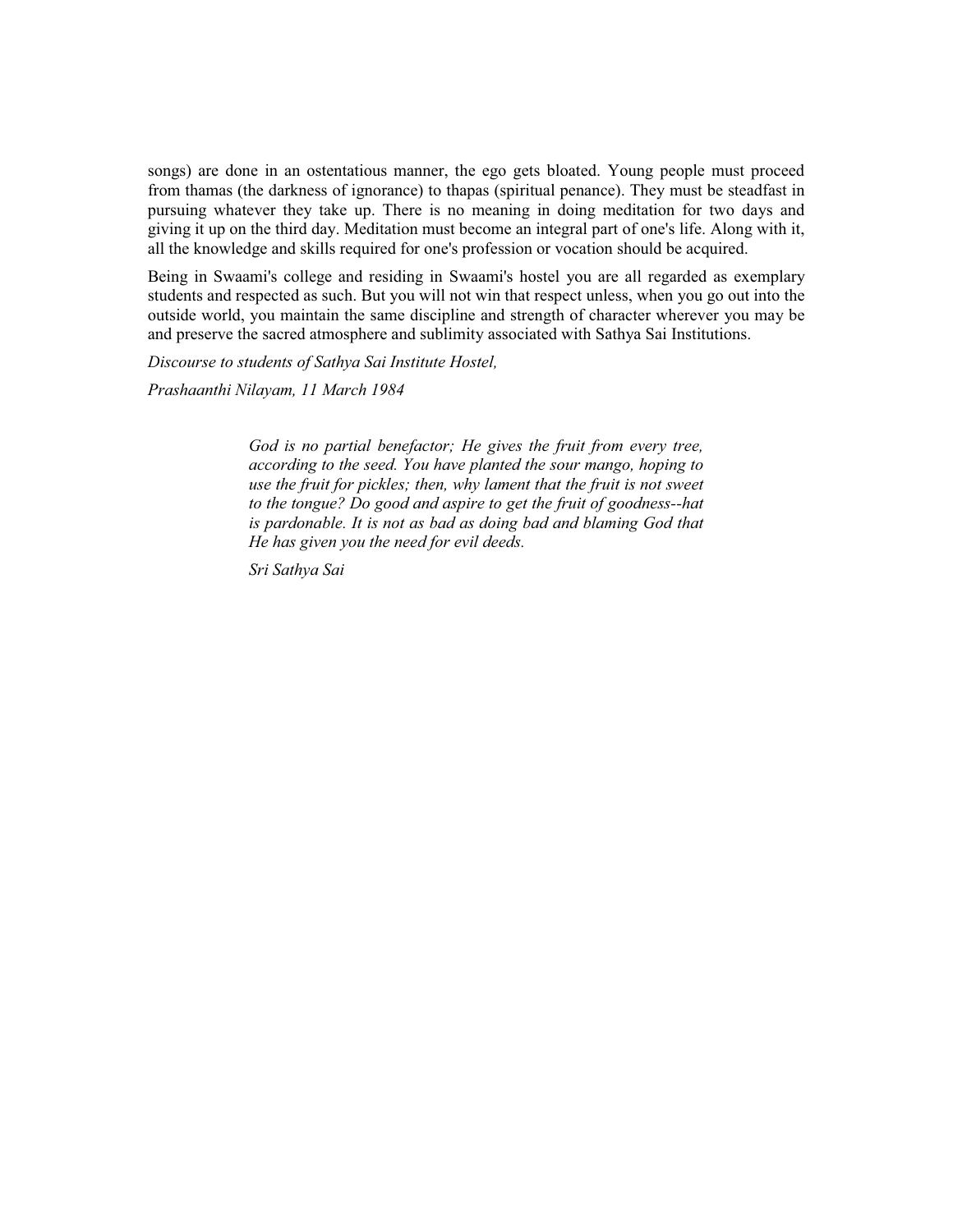songs) are done in an ostentatious manner, the ego gets bloated. Young people must proceed from thamas (the darkness of ignorance) to thapas (spiritual penance). They must be steadfast in pursuing whatever they take up. There is no meaning in doing meditation for two days and giving it up on the third day. Meditation must become an integral part of one's life. Along with it, all the knowledge and skills required for one's profession or vocation should be acquired.

Being in Swaami's college and residing in Swaami's hostel you are all regarded as exemplary students and respected as such. But you will not win that respect unless, when you go out into the outside world, you maintain the same discipline and strength of character wherever you may be and preserve the sacred atmosphere and sublimity associated with Sathya Sai Institutions.

*Discourse to students of Sathya Sai Institute Hostel,*

*Prashaanthi Nilayam, 11 March 1984*

> *God is no partial benefactor; He gives the fruit from every tree, according to the seed. You have planted the sour mango, hoping to use the fruit for pickles; then, why lament that the fruit is not sweet to the tongue? Do good and aspire to get the fruit of goodness--hat is pardonable. It is not as bad as doing bad and blaming God that He has given you the need for evil deeds.*
>
> *Sri Sathya Sai*